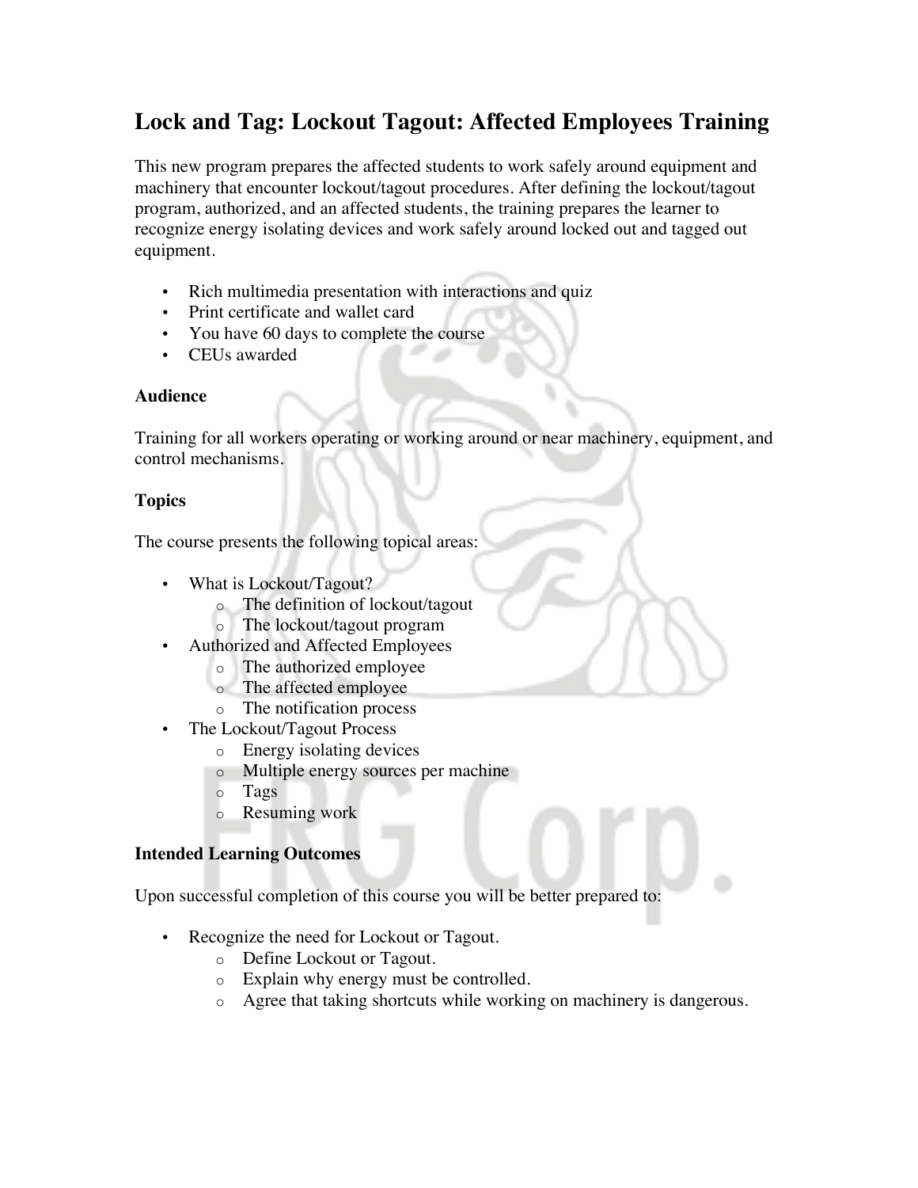# Lock and Tag: Lockout Tagout: Affected Employees Training

This new program prepares the affected students to work safely around equipment and machinery that encounter lockout/tagout procedures. After defining the lockout/tagout program, authorized, and an affected students, the training prepares the learner to recognize energy isolating devices and work safely around locked out and tagged out equipment.

- Rich multimedia presentation with interactions and quiz
- Print certificate and wallet card
- You have 60 days to complete the course
- CEUs awarded

### Audience

Training for all workers operating or working around or near machinery, equipment, and control mechanisms.

### Topics

The course presents the following topical areas:

- What is Lockout/Tagout?
  - The definition of lockout/tagout
  - The lockout/tagout program
- Authorized and Affected Employees
  - The authorized employee
  - The affected employee
  - The notification process
- The Lockout/Tagout Process
  - Energy isolating devices
  - Multiple energy sources per machine
  - Tags
  - Resuming work

### Intended Learning Outcomes

Upon successful completion of this course you will be better prepared to:

- Recognize the need for Lockout or Tagout.
  - Define Lockout or Tagout.
  - Explain why energy must be controlled.
  - Agree that taking shortcuts while working on machinery is dangerous.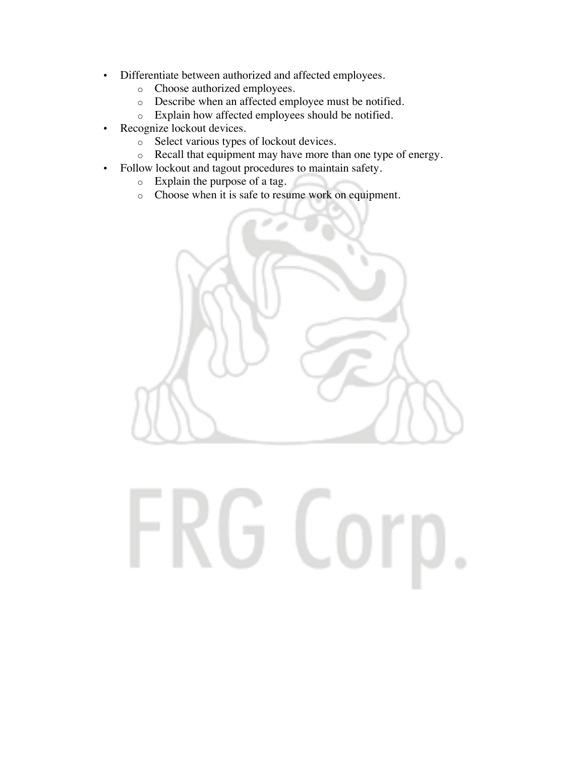- Differentiate between authorized and affected employees.
    - Choose authorized employees.
    - Describe when an affected employee must be notified.
    - Explain how affected employees should be notified.
- Recognize lockout devices.
    - Select various types of lockout devices.
    - Recall that equipment may have more than one type of energy.
- Follow lockout and tagout procedures to maintain safety.
    - Explain the purpose of a tag.
    - Choose when it is safe to resume work on equipment.